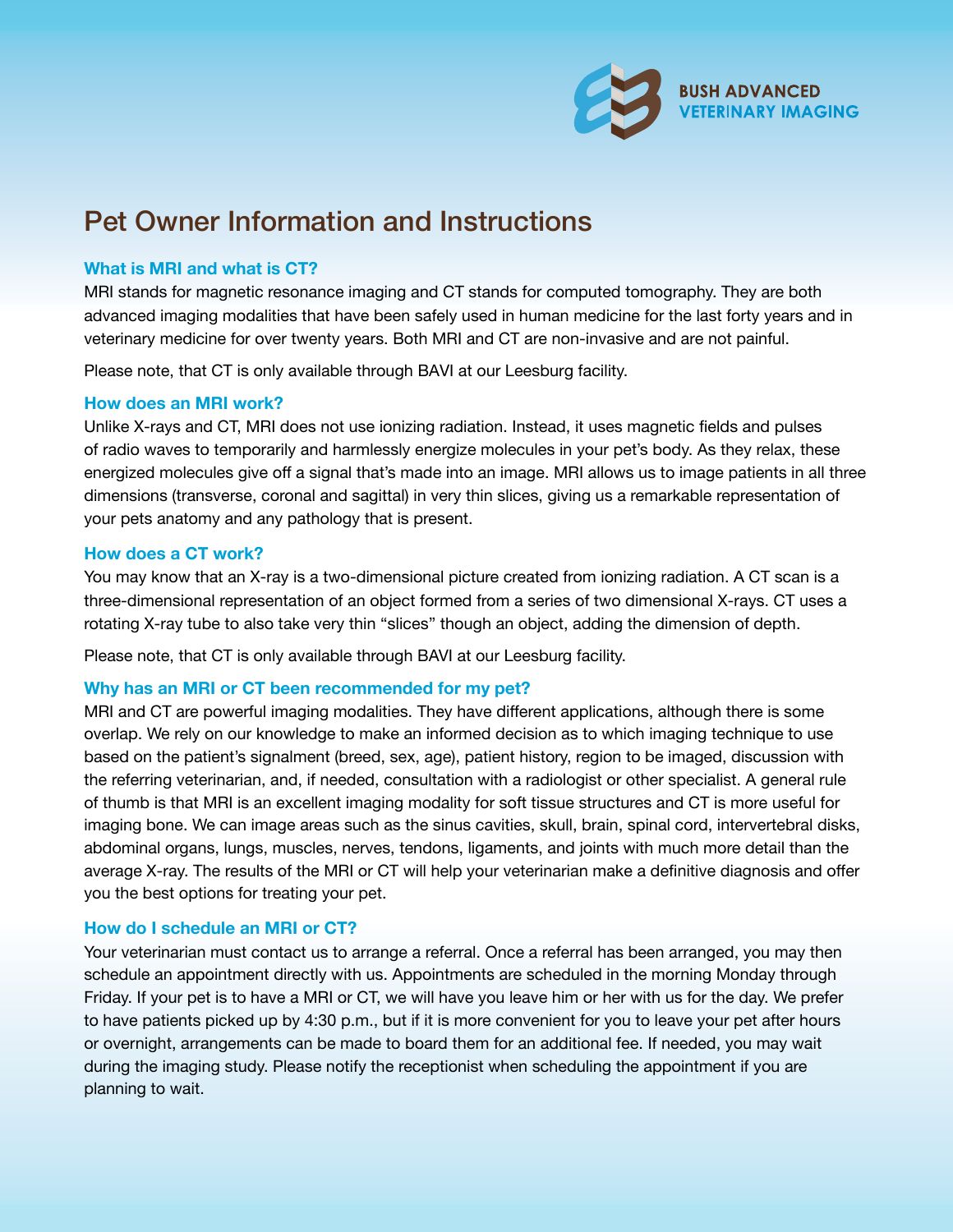**BUSH ADVANCED VETERINARY IMAGING**

# Pet Owner Information and Instructions

### What is MRI and what is CT?

MRI stands for magnetic resonance imaging and CT stands for computed tomography. They are both advanced imaging modalities that have been safely used in human medicine for the last forty years and in veterinary medicine for over twenty years. Both MRI and CT are non-invasive and are not painful.

Please note, that CT is only available through BAVI at our Leesburg facility.

### How does an MRI work?

Unlike X-rays and CT, MRI does not use ionizing radiation. Instead, it uses magnetic fields and pulses of radio waves to temporarily and harmlessly energize molecules in your pet's body. As they relax, these energized molecules give off a signal that's made into an image. MRI allows us to image patients in all three dimensions (transverse, coronal and sagittal) in very thin slices, giving us a remarkable representation of your pets anatomy and any pathology that is present.

### How does a CT work?

You may know that an X-ray is a two-dimensional picture created from ionizing radiation. A CT scan is a three-dimensional representation of an object formed from a series of two dimensional X-rays. CT uses a rotating X-ray tube to also take very thin "slices" though an object, adding the dimension of depth.

Please note, that CT is only available through BAVI at our Leesburg facility.

### Why has an MRI or CT been recommended for my pet?

MRI and CT are powerful imaging modalities. They have different applications, although there is some overlap. We rely on our knowledge to make an informed decision as to which imaging technique to use based on the patient's signalment (breed, sex, age), patient history, region to be imaged, discussion with the referring veterinarian, and, if needed, consultation with a radiologist or other specialist. A general rule of thumb is that MRI is an excellent imaging modality for soft tissue structures and CT is more useful for imaging bone. We can image areas such as the sinus cavities, skull, brain, spinal cord, intervertebral disks, abdominal organs, lungs, muscles, nerves, tendons, ligaments, and joints with much more detail than the average X-ray. The results of the MRI or CT will help your veterinarian make a definitive diagnosis and offer you the best options for treating your pet.

### How do I schedule an MRI or CT?

Your veterinarian must contact us to arrange a referral. Once a referral has been arranged, you may then schedule an appointment directly with us. Appointments are scheduled in the morning Monday through Friday. If your pet is to have a MRI or CT, we will have you leave him or her with us for the day. We prefer to have patients picked up by 4:30 p.m., but if it is more convenient for you to leave your pet after hours or overnight, arrangements can be made to board them for an additional fee. If needed, you may wait during the imaging study. Please notify the receptionist when scheduling the appointment if you are planning to wait.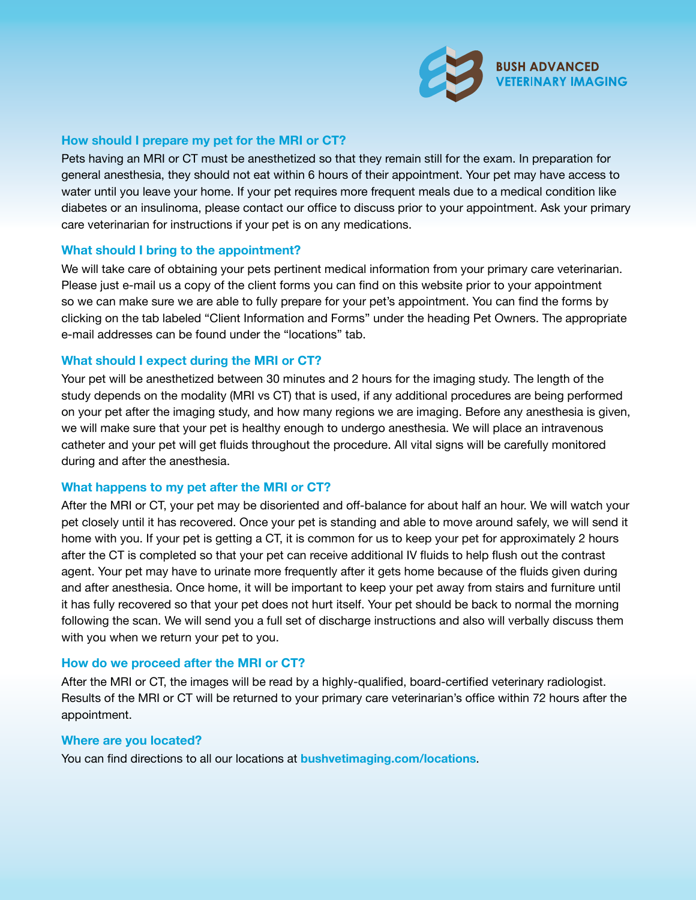BUSH ADVANCED VETERINARY IMAGING

## How should I prepare my pet for the MRI or CT?

Pets having an MRI or CT must be anesthetized so that they remain still for the exam. In preparation for general anesthesia, they should not eat within 6 hours of their appointment. Your pet may have access to water until you leave your home. If your pet requires more frequent meals due to a medical condition like diabetes or an insulinoma, please contact our office to discuss prior to your appointment. Ask your primary care veterinarian for instructions if your pet is on any medications.

## What should I bring to the appointment?

We will take care of obtaining your pets pertinent medical information from your primary care veterinarian. Please just e-mail us a copy of the client forms you can find on this website prior to your appointment so we can make sure we are able to fully prepare for your pet's appointment. You can find the forms by clicking on the tab labeled "Client Information and Forms" under the heading Pet Owners. The appropriate e-mail addresses can be found under the "locations" tab.

## What should I expect during the MRI or CT?

Your pet will be anesthetized between 30 minutes and 2 hours for the imaging study. The length of the study depends on the modality (MRI vs CT) that is used, if any additional procedures are being performed on your pet after the imaging study, and how many regions we are imaging. Before any anesthesia is given, we will make sure that your pet is healthy enough to undergo anesthesia. We will place an intravenous catheter and your pet will get fluids throughout the procedure. All vital signs will be carefully monitored during and after the anesthesia.

## What happens to my pet after the MRI or CT?

After the MRI or CT, your pet may be disoriented and off-balance for about half an hour. We will watch your pet closely until it has recovered. Once your pet is standing and able to move around safely, we will send it home with you. If your pet is getting a CT, it is common for us to keep your pet for approximately 2 hours after the CT is completed so that your pet can receive additional IV fluids to help flush out the contrast agent. Your pet may have to urinate more frequently after it gets home because of the fluids given during and after anesthesia. Once home, it will be important to keep your pet away from stairs and furniture until it has fully recovered so that your pet does not hurt itself. Your pet should be back to normal the morning following the scan. We will send you a full set of discharge instructions and also will verbally discuss them with you when we return your pet to you.

## How do we proceed after the MRI or CT?

After the MRI or CT, the images will be read by a highly-qualified, board-certified veterinary radiologist. Results of the MRI or CT will be returned to your primary care veterinarian's office within 72 hours after the appointment.

## Where are you located?

You can find directions to all our locations at **bushvetimaging.com/locations**.